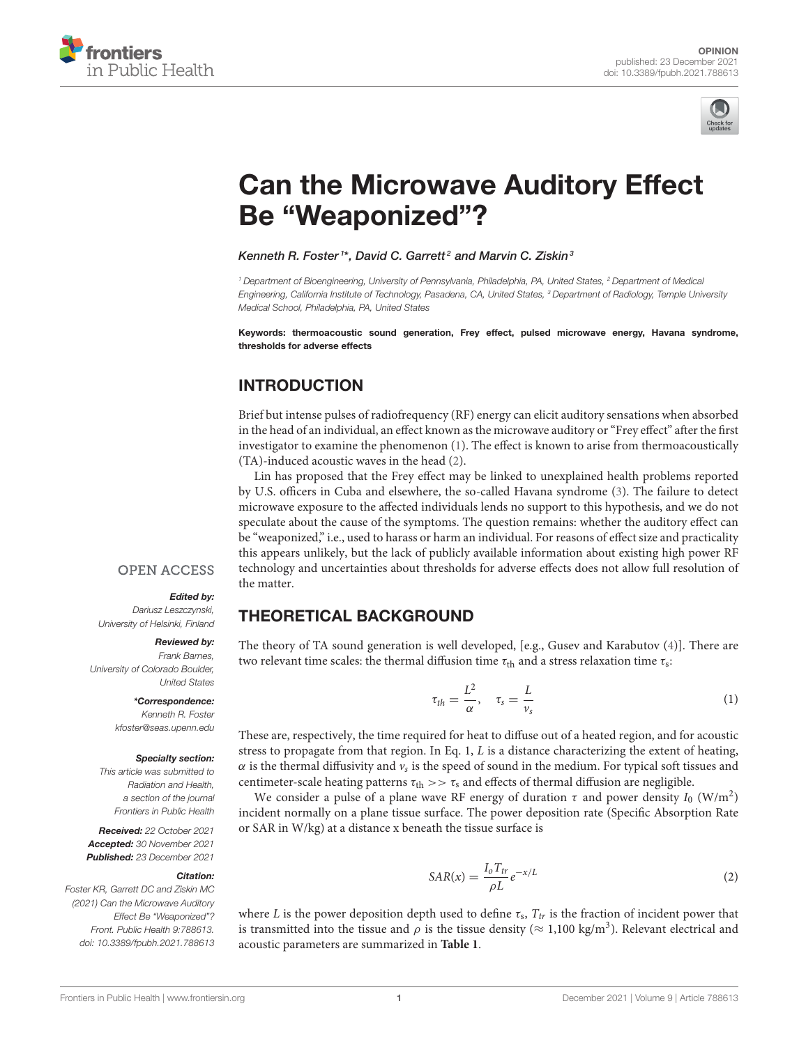OPINION
published: 23 December 2021
doi: 10.3389/fpubh.2021.788613

# Can the Microwave Auditory Effect Be "Weaponized"?

*Kenneth R. Foster[1]\*, David C. Garrett[2] and Marvin C. Ziskin[3]*

[1] Department of Bioengineering, University of Pennsylvania, Philadelphia, PA, United States, [2] Department of Medical Engineering, California Institute of Technology, Pasadena, CA, United States, [3] Department of Radiology, Temple University Medical School, Philadelphia, PA, United States

**Keywords: thermoacoustic sound generation, Frey effect, pulsed microwave energy, Havana syndrome, thresholds for adverse effects**

OPEN ACCESS

***Edited by:***
*Dariusz Leszczynski, University of Helsinki, Finland*

***Reviewed by:***
*Frank Barnes, University of Colorado Boulder, United States*

***\*Correspondence:***
*Kenneth R. Foster*
*kfoster@seas.upenn.edu*

***Specialty section:***
*This article was submitted to Radiation and Health, a section of the journal Frontiers in Public Health*

***Received:*** *22 October 2021*
***Accepted:*** *30 November 2021*
***Published:*** *23 December 2021*

***Citation:***
*Foster KR, Garrett DC and Ziskin MC (2021) Can the Microwave Auditory Effect Be "Weaponized"? Front. Public Health 9:788613. doi: 10.3389/fpubh.2021.788613*

## INTRODUCTION

Brief but intense pulses of radiofrequency (RF) energy can elicit auditory sensations when absorbed in the head of an individual, an effect known as the microwave auditory or "Frey effect" after the first investigator to examine the phenomenon (1). The effect is known to arise from thermoacoustically (TA)-induced acoustic waves in the head (2).

Lin has proposed that the Frey effect may be linked to unexplained health problems reported by U.S. officers in Cuba and elsewhere, the so-called Havana syndrome (3). The failure to detect microwave exposure to the affected individuals lends no support to this hypothesis, and we do not speculate about the cause of the symptoms. The question remains: whether the auditory effect can be "weaponized," i.e., used to harass or harm an individual. For reasons of effect size and practicality this appears unlikely, but the lack of publicly available information about existing high power RF technology and uncertainties about thresholds for adverse effects does not allow full resolution of the matter.

## THEORETICAL BACKGROUND

The theory of TA sound generation is well developed, [e.g., Gusev and Karabutov (4)]. There are two relevant time scales: the thermal diffusion time $\tau_{\mathrm{th}}$ and a stress relaxation time $\tau_{\mathrm{s}}$:

$$\tau_{th} = \frac{L^2}{\alpha}, \quad \tau_s = \frac{L}{v_s} \tag{1}$$

These are, respectively, the time required for heat to diffuse out of a heated region, and for acoustic stress to propagate from that region. In Eq. 1, $L$ is a distance characterizing the extent of heating, $\alpha$ is the thermal diffusivity and $v_s$ is the speed of sound in the medium. For typical soft tissues and centimeter-scale heating patterns $\tau_{\mathrm{th}} >> \tau_{\mathrm{s}}$ and effects of thermal diffusion are negligible.

We consider a pulse of a plane wave RF energy of duration $\tau$ and power density $I_0$ (W/m$^2$) incident normally on a plane tissue surface. The power deposition rate (Specific Absorption Rate or SAR in W/kg) at a distance x beneath the tissue surface is

$$SAR(x) = \frac{I_o T_{tr}}{\rho L} e^{-x/L} \tag{2}$$

where $L$ is the power deposition depth used to define $\tau_s$, $T_{tr}$ is the fraction of incident power that is transmitted into the tissue and $\rho$ is the tissue density ($\approx$ 1,100 kg/m$^3$). Relevant electrical and acoustic parameters are summarized in **Table 1**.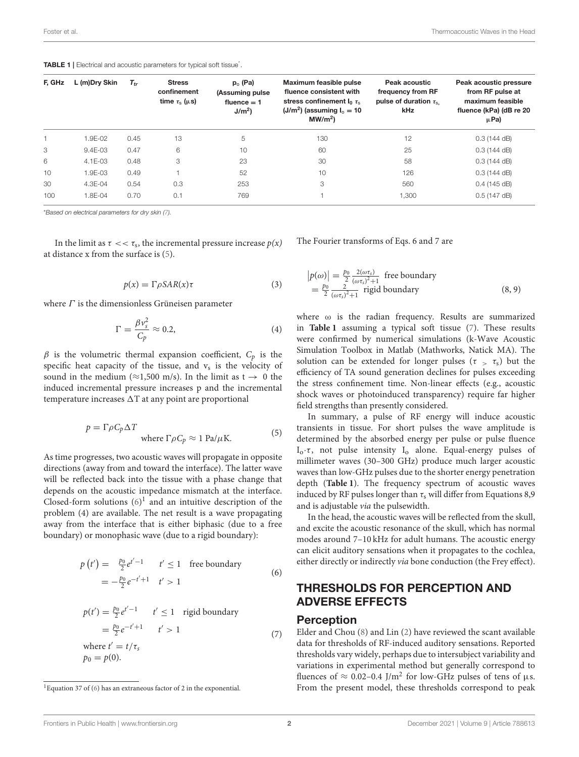**TABLE 1** | Electrical and acoustic parameters for typical soft tissue*.

| F, GHz | L (m)Dry Skin | $T_{tr}$ | Stress confinement time $\tau_s$ (μs) | $p_o$ (Pa) (Assuming pulse fluence = 1 J/m$^2$) | Maximum feasible pulse fluence consistent with stress confinement $I_0$ $\tau_s$ (J/m$^2$) (assuming $I_o$ = 10 MW/m$^2$) | Peak acoustic frequency from RF pulse of duration $\tau_s$, kHz | Peak acoustic pressure from RF pulse at maximum feasible fluence (kPa) (dB re 20 μPa) |
|---|---|---|---|---|---|---|---|
| 1 | 1.9E-02 | 0.45 | 13 | 5 | 130 | 12 | 0.3 (144 dB) |
| 3 | 9.4E-03 | 0.47 | 6 | 10 | 60 | 25 | 0.3 (144 dB) |
| 6 | 4.1E-03 | 0.48 | 3 | 23 | 30 | 58 | 0.3 (144 dB) |
| 10 | 1.9E-03 | 0.49 | 1 | 52 | 10 | 126 | 0.3 (144 dB) |
| 30 | 4.3E-04 | 0.54 | 0.3 | 253 | 3 | 560 | 0.4 (145 dB) |
| 100 | 1.8E-04 | 0.70 | 0.1 | 769 | 1 | 1,300 | 0.5 (147 dB) |

*Based on electrical parameters for dry skin (7).

In the limit as $\tau << \tau_s$, the incremental pressure increase $p(x)$ at distance x from the surface is (5).

$$p(x) = \Gamma \rho SAR(x)\tau \tag{3}$$

where $\Gamma$ is the dimensionless Grüneisen parameter

$$\Gamma = \frac{\beta v_s^2}{C_p} \approx 0.2, \tag{4}$$

$\beta$ is the volumetric thermal expansion coefficient, $C_p$ is the specific heat capacity of the tissue, and $v_s$ is the velocity of sound in the medium (≈1,500 m/s). In the limit as $t \to 0$ the induced incremental pressure increases p and the incremental temperature increases $\Delta T$ at any point are proportional

$$p = \Gamma \rho C_p \Delta T \quad \text{where } \Gamma \rho C_p \approx 1 \text{ Pa}/\mu\text{K}. \tag{5}$$

As time progresses, two acoustic waves will propagate in opposite directions (away from and toward the interface). The latter wave will be reflected back into the tissue with a phase change that depends on the acoustic impedance mismatch at the interface. Closed-form solutions (6)[1] and an intuitive description of the problem (4) are available. The net result is a wave propagating away from the interface that is either biphasic (due to a free boundary) or monophasic wave (due to a rigid boundary):

$$\begin{aligned} p(t') &= \frac{p_0}{2} e^{t'-1} \quad t' \le 1 \quad \text{free boundary} \\ &= -\frac{p_0}{2} e^{-t'+1} \quad t' > 1 \end{aligned} \tag{6}$$

$$\begin{aligned} p(t') &= \frac{p_0}{2} e^{t'-1} \quad t' \le 1 \quad \text{rigid boundary} \\ &= \frac{p_0}{2} e^{-t'+1} \quad t' > 1 \\ &\text{where } t' = t/\tau_s \\ &p_0 = p(0). \end{aligned} \tag{7}$$

[1]Equation 37 of (6) has an extraneous factor of 2 in the exponential.

The Fourier transforms of Eqs. 6 and 7 are

$$\begin{aligned} |p(\omega)| &= \frac{p_0}{2} \frac{2(\omega\tau_s)}{(\omega\tau_s)^2+1} \quad \text{free boundary} \\ &= \frac{p_0}{2} \frac{2}{(\omega\tau_s)^2+1} \quad \text{rigid boundary} \end{aligned} \tag{8, 9}$$

where ω is the radian frequency. Results are summarized in **Table 1** assuming a typical soft tissue (7). These results were confirmed by numerical simulations (k-Wave Acoustic Simulation Toolbox in Matlab (Mathworks, Natick MA). The solution can be extended for longer pulses ($\tau > \tau_s$) but the efficiency of TA sound generation declines for pulses exceeding the stress confinement time. Non-linear effects (e.g., acoustic shock waves or photoinduced transparency) require far higher field strengths than presently considered.

In summary, a pulse of RF energy will induce acoustic transients in tissue. For short pulses the wave amplitude is determined by the absorbed energy per pulse or pulse fluence $I_o \cdot \tau$, not pulse intensity $I_o$ alone. Equal-energy pulses of millimeter waves (30–300 GHz) produce much larger acoustic waves than low-GHz pulses due to the shorter energy penetration depth (**Table 1**). The frequency spectrum of acoustic waves induced by RF pulses longer than $\tau_s$ will differ from Equations 8,9 and is adjustable *via* the pulsewidth.

In the head, the acoustic waves will be reflected from the skull, and excite the acoustic resonance of the skull, which has normal modes around 7–10 kHz for adult humans. The acoustic energy can elicit auditory sensations when it propagates to the cochlea, either directly or indirectly *via* bone conduction (the Frey effect).

## THRESHOLDS FOR PERCEPTION AND ADVERSE EFFECTS

### Perception

Elder and Chou (8) and Lin (2) have reviewed the scant available data for thresholds of RF-induced auditory sensations. Reported thresholds vary widely, perhaps due to intersubject variability and variations in experimental method but generally correspond to fluences of ≈ 0.02–0.4 J/m$^2$ for low-GHz pulses of tens of μs. From the present model, these thresholds correspond to peak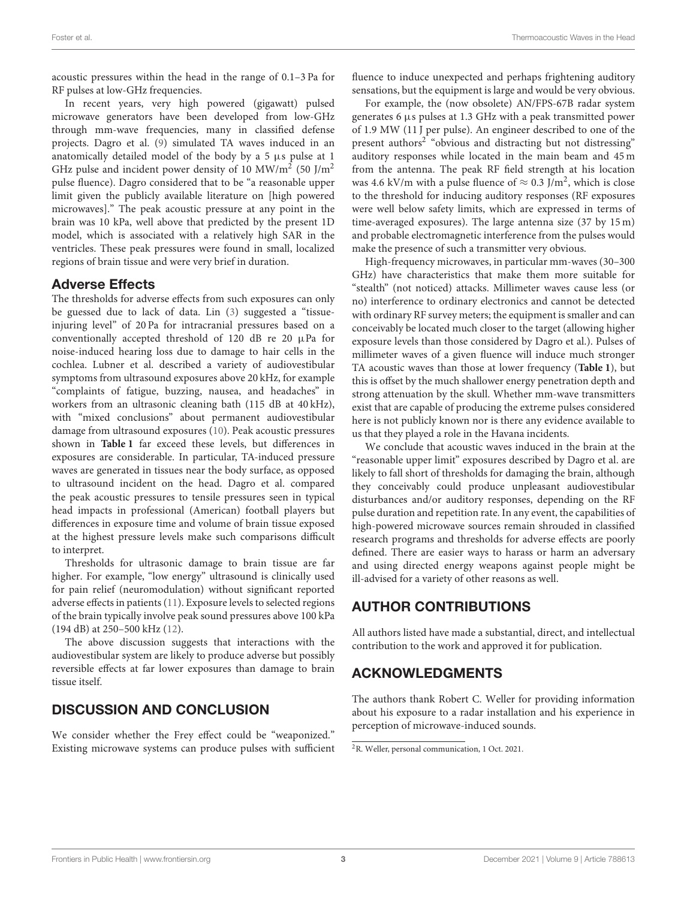acoustic pressures within the head in the range of 0.1–3 Pa for RF pulses at low-GHz frequencies.

In recent years, very high powered (gigawatt) pulsed microwave generators have been developed from low-GHz through mm-wave frequencies, many in classified defense projects. Dagro et al. (9) simulated TA waves induced in an anatomically detailed model of the body by a 5 μs pulse at 1 GHz pulse and incident power density of 10 MW/m$^2$ (50 J/m$^2$ pulse fluence). Dagro considered that to be "a reasonable upper limit given the publicly available literature on [high powered microwaves]." The peak acoustic pressure at any point in the brain was 10 kPa, well above that predicted by the present 1D model, which is associated with a relatively high SAR in the ventricles. These peak pressures were found in small, localized regions of brain tissue and were very brief in duration.

## Adverse Effects

The thresholds for adverse effects from such exposures can only be guessed due to lack of data. Lin (3) suggested a "tissue-injuring level" of 20 Pa for intracranial pressures based on a conventionally accepted threshold of 120 dB re 20 μPa for noise-induced hearing loss due to damage to hair cells in the cochlea. Lubner et al. described a variety of audiovestibular symptoms from ultrasound exposures above 20 kHz, for example "complaints of fatigue, buzzing, nausea, and headaches" in workers from an ultrasonic cleaning bath (115 dB at 40 kHz), with "mixed conclusions" about permanent audiovestibular damage from ultrasound exposures (10). Peak acoustic pressures shown in **Table 1** far exceed these levels, but differences in exposures are considerable. In particular, TA-induced pressure waves are generated in tissues near the body surface, as opposed to ultrasound incident on the head. Dagro et al. compared the peak acoustic pressures to tensile pressures seen in typical head impacts in professional (American) football players but differences in exposure time and volume of brain tissue exposed at the highest pressure levels make such comparisons difficult to interpret.

Thresholds for ultrasonic damage to brain tissue are far higher. For example, "low energy" ultrasound is clinically used for pain relief (neuromodulation) without significant reported adverse effects in patients (11). Exposure levels to selected regions of the brain typically involve peak sound pressures above 100 kPa (194 dB) at 250–500 kHz (12).

The above discussion suggests that interactions with the audiovestibular system are likely to produce adverse but possibly reversible effects at far lower exposures than damage to brain tissue itself.

## DISCUSSION AND CONCLUSION

We consider whether the Frey effect could be "weaponized." Existing microwave systems can produce pulses with sufficient fluence to induce unexpected and perhaps frightening auditory sensations, but the equipment is large and would be very obvious.

For example, the (now obsolete) AN/FPS-67B radar system generates 6 μs pulses at 1.3 GHz with a peak transmitted power of 1.9 MW (11 J per pulse). An engineer described to one of the present authors[2] "obvious and distracting but not distressing" auditory responses while located in the main beam and 45 m from the antenna. The peak RF field strength at his location was 4.6 kV/m with a pulse fluence of $\approx$ 0.3 J/m$^2$, which is close to the threshold for inducing auditory responses (RF exposures were well below safety limits, which are expressed in terms of time-averaged exposures). The large antenna size (37 by 15 m) and probable electromagnetic interference from the pulses would make the presence of such a transmitter very obvious.

High-frequency microwaves, in particular mm-waves (30–300 GHz) have characteristics that make them more suitable for "stealth" (not noticed) attacks. Millimeter waves cause less (or no) interference to ordinary electronics and cannot be detected with ordinary RF survey meters; the equipment is smaller and can conceivably be located much closer to the target (allowing higher exposure levels than those considered by Dagro et al.). Pulses of millimeter waves of a given fluence will induce much stronger TA acoustic waves than those at lower frequency (**Table 1**), but this is offset by the much shallower energy penetration depth and strong attenuation by the skull. Whether mm-wave transmitters exist that are capable of producing the extreme pulses considered here is not publicly known nor is there any evidence available to us that they played a role in the Havana incidents.

We conclude that acoustic waves induced in the brain at the "reasonable upper limit" exposures described by Dagro et al. are likely to fall short of thresholds for damaging the brain, although they conceivably could produce unpleasant audiovestibular disturbances and/or auditory responses, depending on the RF pulse duration and repetition rate. In any event, the capabilities of high-powered microwave sources remain shrouded in classified research programs and thresholds for adverse effects are poorly defined. There are easier ways to harass or harm an adversary and using directed energy weapons against people might be ill-advised for a variety of other reasons as well.

## AUTHOR CONTRIBUTIONS

All authors listed have made a substantial, direct, and intellectual contribution to the work and approved it for publication.

## ACKNOWLEDGMENTS

The authors thank Robert C. Weller for providing information about his exposure to a radar installation and his experience in perception of microwave-induced sounds.

[2] R. Weller, personal communication, 1 Oct. 2021.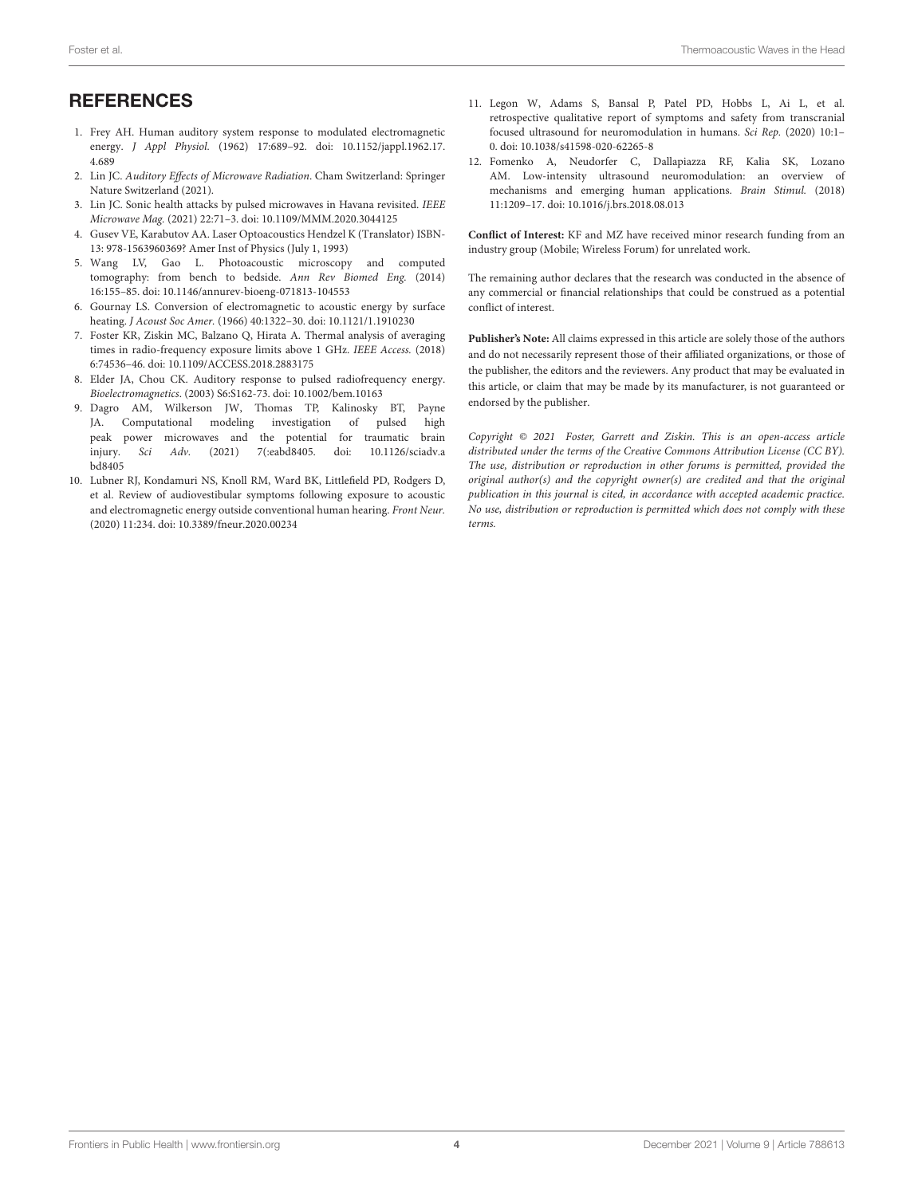## REFERENCES

1. Frey AH. Human auditory system response to modulated electromagnetic energy. *J Appl Physiol.* (1962) 17:689–92. doi: 10.1152/jappl.1962.17.4.689
2. Lin JC. *Auditory Effects of Microwave Radiation*. Cham Switzerland: Springer Nature Switzerland (2021).
3. Lin JC. Sonic health attacks by pulsed microwaves in Havana revisited. *IEEE Microwave Mag.* (2021) 22:71–3. doi: 10.1109/MMM.2020.3044125
4. Gusev VE, Karabutov AA. Laser Optoacoustics Hendzel K (Translator) ISBN-13: 978-1563960369? Amer Inst of Physics (July 1, 1993)
5. Wang LV, Gao L. Photoacoustic microscopy and computed tomography: from bench to bedside. *Ann Rev Biomed Eng.* (2014) 16:155–85. doi: 10.1146/annurev-bioeng-071813-104553
6. Gournay LS. Conversion of electromagnetic to acoustic energy by surface heating. *J Acoust Soc Amer.* (1966) 40:1322–30. doi: 10.1121/1.1910230
7. Foster KR, Ziskin MC, Balzano Q, Hirata A. Thermal analysis of averaging times in radio-frequency exposure limits above 1 GHz. *IEEE Access.* (2018) 6:74536–46. doi: 10.1109/ACCESS.2018.2883175
8. Elder JA, Chou CK. Auditory response to pulsed radiofrequency energy. *Bioelectromagnetics*. (2003) S6:S162-73. doi: 10.1002/bem.10163
9. Dagro AM, Wilkerson JW, Thomas TP, Kalinosky BT, Payne JA. Computational modeling investigation of pulsed high peak power microwaves and the potential for traumatic brain injury. *Sci Adv.* (2021) 7(:eabd8405. doi: 10.1126/sciadv.abd8405
10. Lubner RJ, Kondamuri NS, Knoll RM, Ward BK, Littlefield PD, Rodgers D, et al. Review of audiovestibular symptoms following exposure to acoustic and electromagnetic energy outside conventional human hearing. *Front Neur.* (2020) 11:234. doi: 10.3389/fneur.2020.00234
11. Legon W, Adams S, Bansal P, Patel PD, Hobbs L, Ai L, et al. retrospective qualitative report of symptoms and safety from transcranial focused ultrasound for neuromodulation in humans. *Sci Rep.* (2020) 10:1–0. doi: 10.1038/s41598-020-62265-8
12. Fomenko A, Neudorfer C, Dallapiazza RF, Kalia SK, Lozano AM. Low-intensity ultrasound neuromodulation: an overview of mechanisms and emerging human applications. *Brain Stimul.* (2018) 11:1209–17. doi: 10.1016/j.brs.2018.08.013

**Conflict of Interest:** KF and MZ have received minor research funding from an industry group (Mobile; Wireless Forum) for unrelated work.

The remaining author declares that the research was conducted in the absence of any commercial or financial relationships that could be construed as a potential conflict of interest.

**Publisher's Note:** All claims expressed in this article are solely those of the authors and do not necessarily represent those of their affiliated organizations, or those of the publisher, the editors and the reviewers. Any product that may be evaluated in this article, or claim that may be made by its manufacturer, is not guaranteed or endorsed by the publisher.

*Copyright © 2021 Foster, Garrett and Ziskin. This is an open-access article distributed under the terms of the Creative Commons Attribution License (CC BY). The use, distribution or reproduction in other forums is permitted, provided the original author(s) and the copyright owner(s) are credited and that the original publication in this journal is cited, in accordance with accepted academic practice. No use, distribution or reproduction is permitted which does not comply with these terms.*